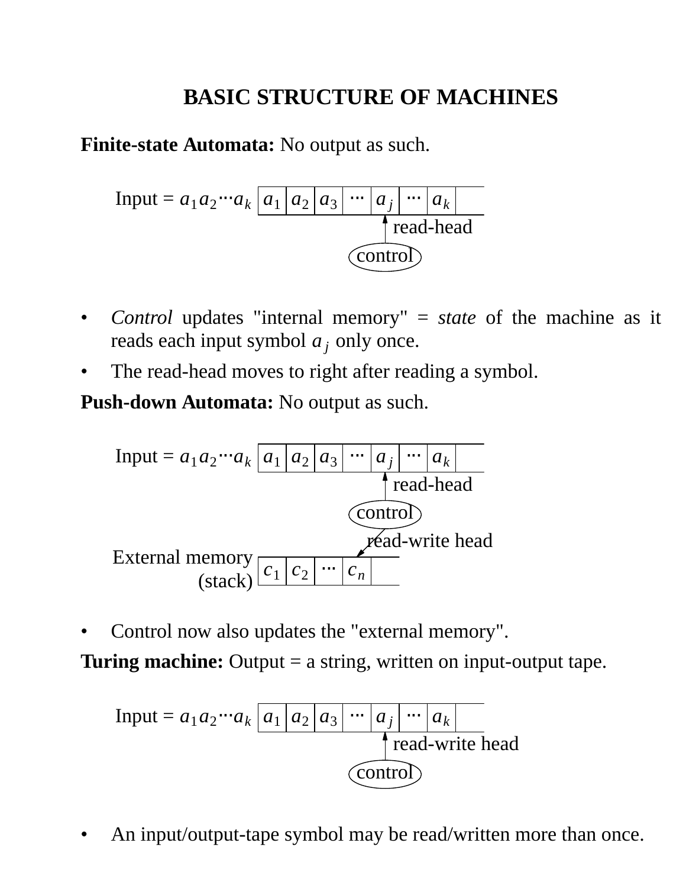# BASIC STRUCTURE OF MACHINES

**Finite-state Automata:** No output as such.

Input = $a_1 a_2 \cdots a_k$ | $a_1$ | $a_2$ | $a_3$ | $\cdots$ | $a_j$ | $\cdots$ | $a_k$ |

read-head

control

- *Control* updates "internal memory" = *state* of the machine as it reads each input symbol $a_j$ only once.
- The read-head moves to right after reading a symbol.

**Push-down Automata:** No output as such.

Input = $a_1 a_2 \cdots a_k$ | $a_1$ | $a_2$ | $a_3$ | $\cdots$ | $a_j$ | $\cdots$ | $a_k$ |

read-head

control

read-write head

External memory (stack) | $c_1$ | $c_2$ | $\cdots$ | $c_n$ |

- Control now also updates the "external memory".

**Turing machine:** Output = a string, written on input-output tape.

Input = $a_1 a_2 \cdots a_k$ | $a_1$ | $a_2$ | $a_3$ | $\cdots$ | $a_j$ | $\cdots$ | $a_k$ |

read-write head

control

- An input/output-tape symbol may be read/written more than once.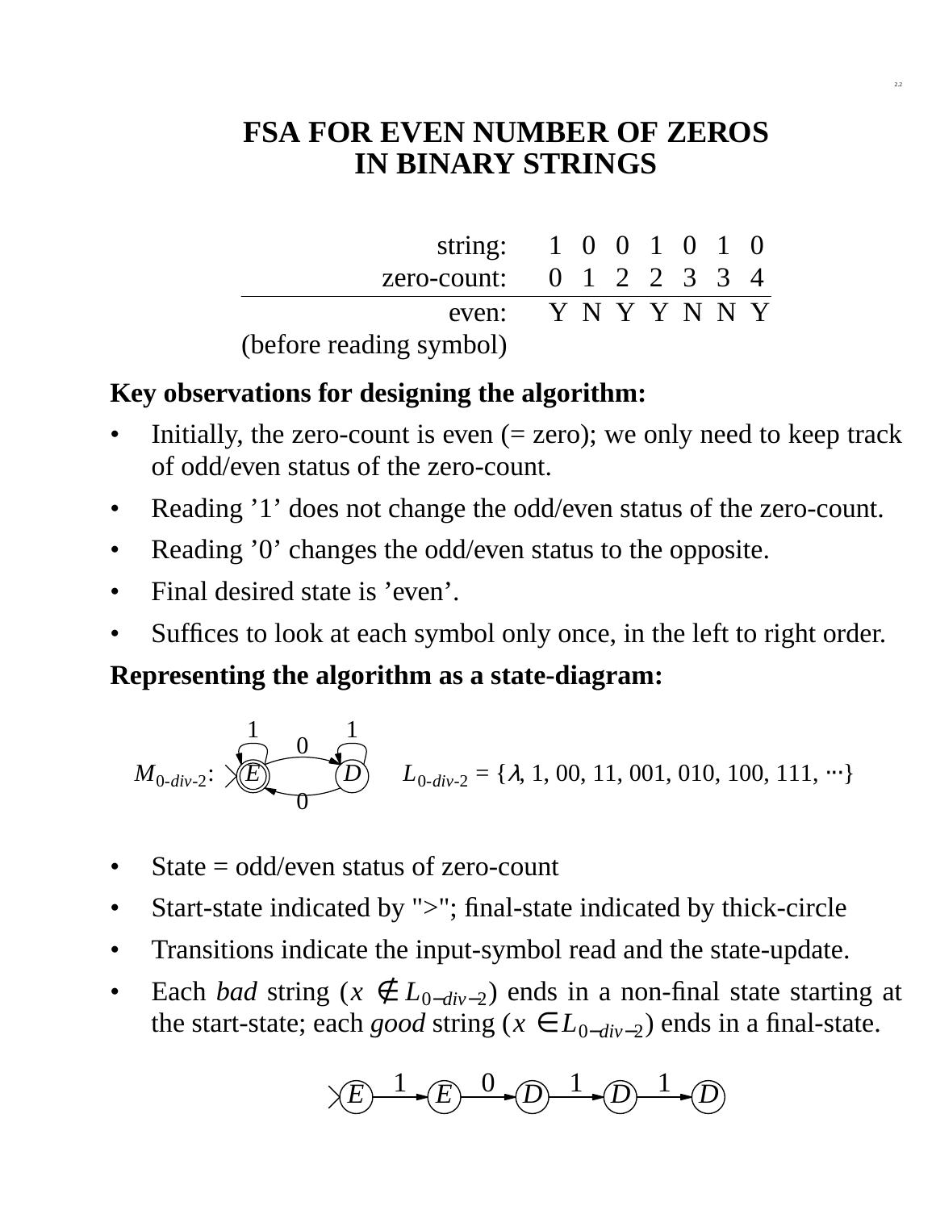# FSA FOR EVEN NUMBER OF ZEROS IN BINARY STRINGS

| | | | | | | | |
|---|---|---|---|---|---|---|---|
| string: | 1 | 0 | 0 | 1 | 0 | 1 | 0 |
| zero-count: | 0 | 1 | 2 | 2 | 3 | 3 | 4 |
| even: (before reading symbol) | Y | N | Y | Y | N | N | Y |

**Key observations for designing the algorithm:**

- Initially, the zero-count is even (= zero); we only need to keep track of odd/even status of the zero-count.
- Reading ’1’ does not change the odd/even status of the zero-count.
- Reading ’0’ changes the odd/even status to the opposite.
- Final desired state is ’even’.
- Suffices to look at each symbol only once, in the left to right order.

**Representing the algorithm as a state-diagram:**

$M_{0\text{-}div\text{-}2}$: states $E$ (start, final) and $D$; $E \xrightarrow{1} E$, $E \xrightarrow{0} D$, $D \xrightarrow{1} D$, $D \xrightarrow{0} E$

$L_{0\text{-}div\text{-}2} = \{\lambda, 1, 00, 11, 001, 010, 100, 111, \cdots\}$

- State = odd/even status of zero-count
- Start-state indicated by ">"; final-state indicated by thick-circle
- Transitions indicate the input-symbol read and the state-update.
- Each *bad* string ($x \notin L_{0-div-2}$) ends in a non-final state starting at the start-state; each *good* string ($x \in L_{0-div-2}$) ends in a final-state.

$>E \xrightarrow{1} E \xrightarrow{0} D \xrightarrow{1} D \xrightarrow{1} D$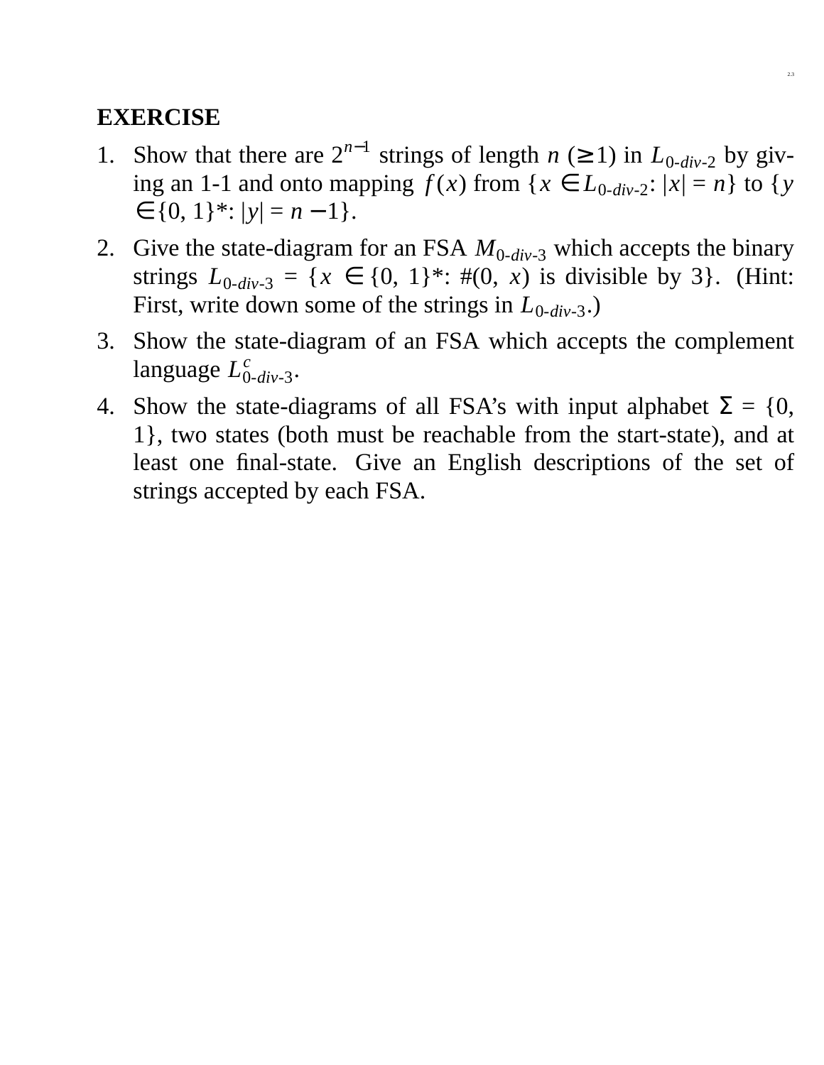**EXERCISE**

1. Show that there are $2^{n-1}$ strings of length $n$ ($\geq 1$) in $L_{0\text{-}div\text{-}2}$ by giving an 1-1 and onto mapping $f(x)$ from $\{x \in L_{0\text{-}div\text{-}2}\text{: } |x| = n\}$ to $\{y \in \{0, 1\}^*\text{: } |y| = n - 1\}$.
2. Give the state-diagram for an FSA $M_{0\text{-}div\text{-}3}$ which accepts the binary strings $L_{0\text{-}div\text{-}3} = \{x \in \{0, 1\}^*\text{: } \#(0, x)$ is divisible by $3\}$. (Hint: First, write down some of the strings in $L_{0\text{-}div\text{-}3}$.)
3. Show the state-diagram of an FSA which accepts the complement language $L^c_{0\text{-}div\text{-}3}$.
4. Show the state-diagrams of all FSA's with input alphabet $\Sigma = \{0, 1\}$, two states (both must be reachable from the start-state), and at least one final-state. Give an English descriptions of the set of strings accepted by each FSA.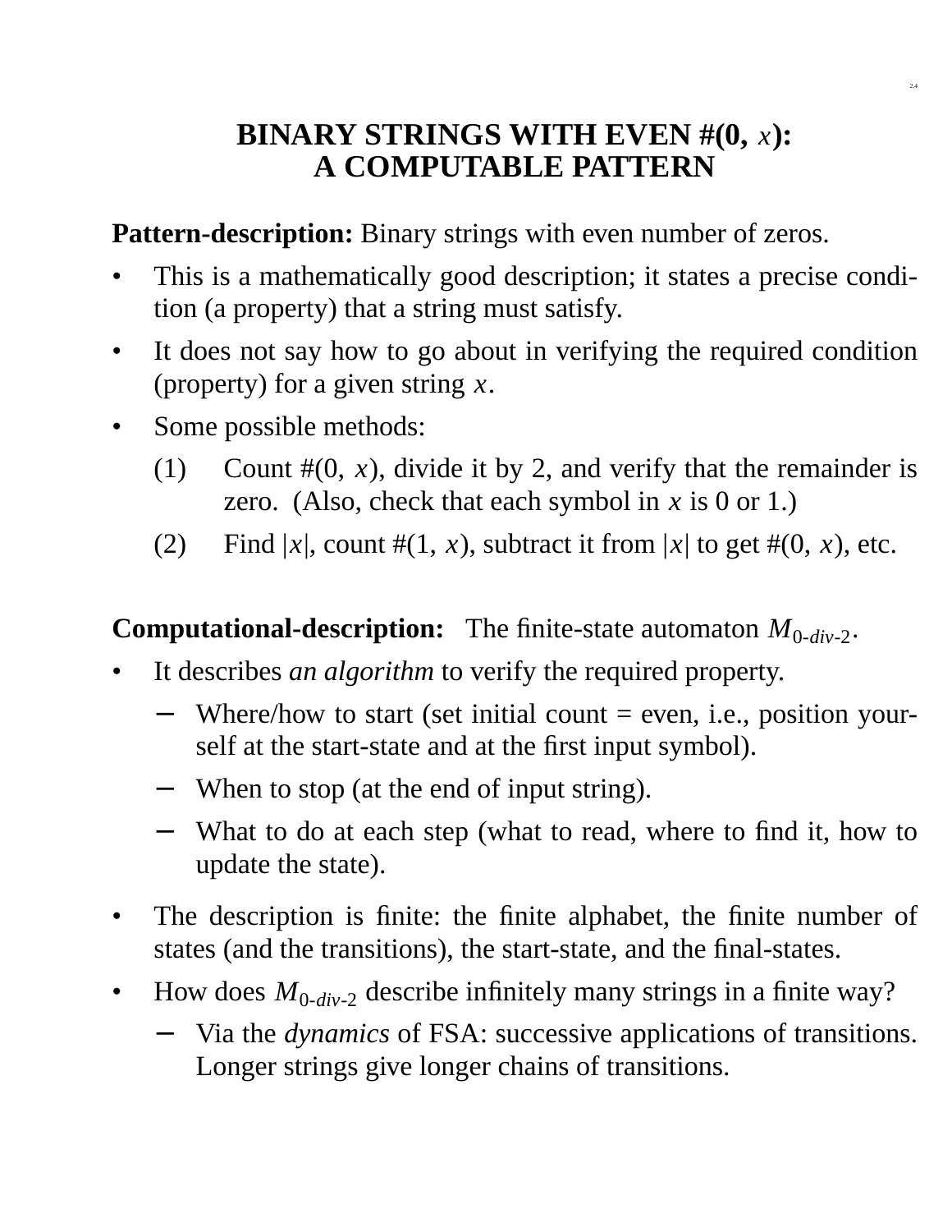# BINARY STRINGS WITH EVEN #(0, $x$): A COMPUTABLE PATTERN

**Pattern-description:** Binary strings with even number of zeros.

- This is a mathematically good description; it states a precise condition (a property) that a string must satisfy.
- It does not say how to go about in verifying the required condition (property) for a given string $x$.
- Some possible methods:
  1. Count #(0, $x$), divide it by 2, and verify that the remainder is zero. (Also, check that each symbol in $x$ is 0 or 1.)
  2. Find $|x|$, count #(1, $x$), subtract it from $|x|$ to get #(0, $x$), etc.

**Computational-description:** The finite-state automaton $M_{0\text{-}div\text{-}2}$.

- It describes *an algorithm* to verify the required property.
  - Where/how to start (set initial count = even, i.e., position yourself at the start-state and at the first input symbol).
  - When to stop (at the end of input string).
  - What to do at each step (what to read, where to find it, how to update the state).
- The description is finite: the finite alphabet, the finite number of states (and the transitions), the start-state, and the final-states.
- How does $M_{0\text{-}div\text{-}2}$ describe infinitely many strings in a finite way?
  - Via the *dynamics* of FSA: successive applications of transitions. Longer strings give longer chains of transitions.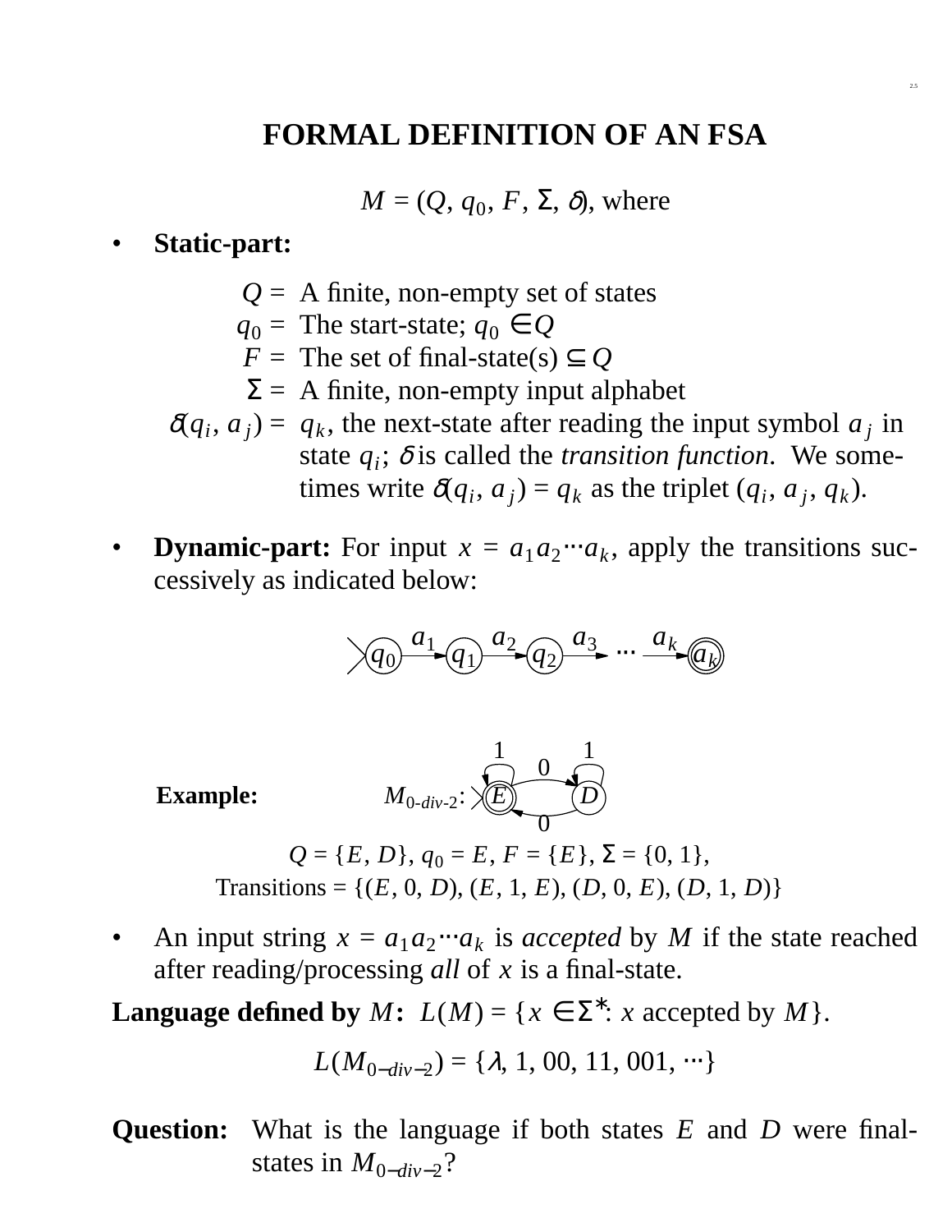# FORMAL DEFINITION OF AN FSA

$M = (Q, q_0, F, \Sigma, \delta)$, where

- **Static-part:**

  $Q$ = A finite, non-empty set of states
  $q_0$ = The start-state; $q_0 \in Q$
  $F$ = The set of final-state(s) $\subseteq Q$
  $\Sigma$ = A finite, non-empty input alphabet
  $\delta(q_i, a_j)$ = $q_k$, the next-state after reading the input symbol $a_j$ in state $q_i$; $\delta$ is called the *transition function*. We sometimes write $\delta(q_i, a_j) = q_k$ as the triplet $(q_i, a_j, q_k)$.

- **Dynamic-part:** For input $x = a_1 a_2 \cdots a_k$, apply the transitions successively as indicated below:

$$q_0 \xrightarrow{a_1} q_1 \xrightarrow{a_2} q_2 \xrightarrow{a_3} \cdots \xrightarrow{a_k} q_k$$

**Example:** $M_{0\text{-}div\text{-}2}$: (states $E$ (start, final) and $D$; $E \xrightarrow{1} E$, $E \xrightarrow{0} D$, $D \xrightarrow{1} D$, $D \xrightarrow{0} E$)

$Q = \{E, D\}$, $q_0 = E$, $F = \{E\}$, $\Sigma = \{0, 1\}$,
Transitions = $\{(E, 0, D), (E, 1, E), (D, 0, E), (D, 1, D)\}$

- An input string $x = a_1 a_2 \cdots a_k$ is *accepted* by $M$ if the state reached after reading/processing *all* of $x$ is a final-state.

**Language defined by $M$:** $L(M) = \{x \in \Sigma^*: x \text{ accepted by } M\}$.

$$L(M_{0-div-2}) = \{\lambda, 1, 00, 11, 001, \cdots\}$$

**Question:** What is the language if both states $E$ and $D$ were final-states in $M_{0-div-2}$?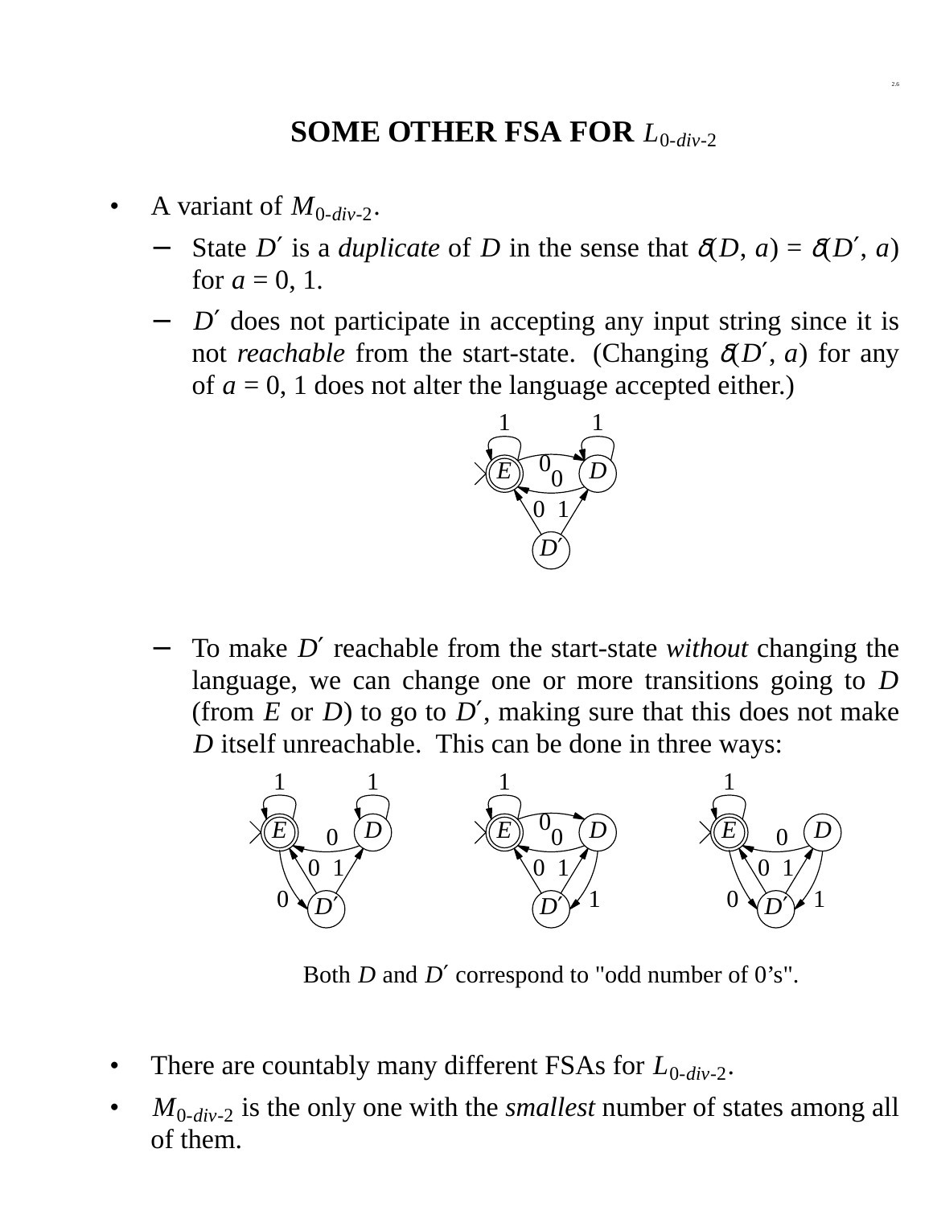# SOME OTHER FSA FOR $L_{0\text{-}div\text{-}2}$

- A variant of $M_{0\text{-}div\text{-}2}$.
  - State $D'$ is a *duplicate* of $D$ in the sense that $\delta(D, a) = \delta(D', a)$ for $a = 0, 1$.
  - $D'$ does not participate in accepting any input string since it is not *reachable* from the start-state. (Changing $\delta(D', a)$ for any of $a = 0, 1$ does not alter the language accepted either.)
  - To make $D'$ reachable from the start-state *without* changing the language, we can change one or more transitions going to $D$ (from $E$ or $D$) to go to $D'$, making sure that this does not make $D$ itself unreachable. This can be done in three ways:

Both $D$ and $D'$ correspond to "odd number of 0's".

- There are countably many different FSAs for $L_{0\text{-}div\text{-}2}$.
- $M_{0\text{-}div\text{-}2}$ is the only one with the *smallest* number of states among all of them.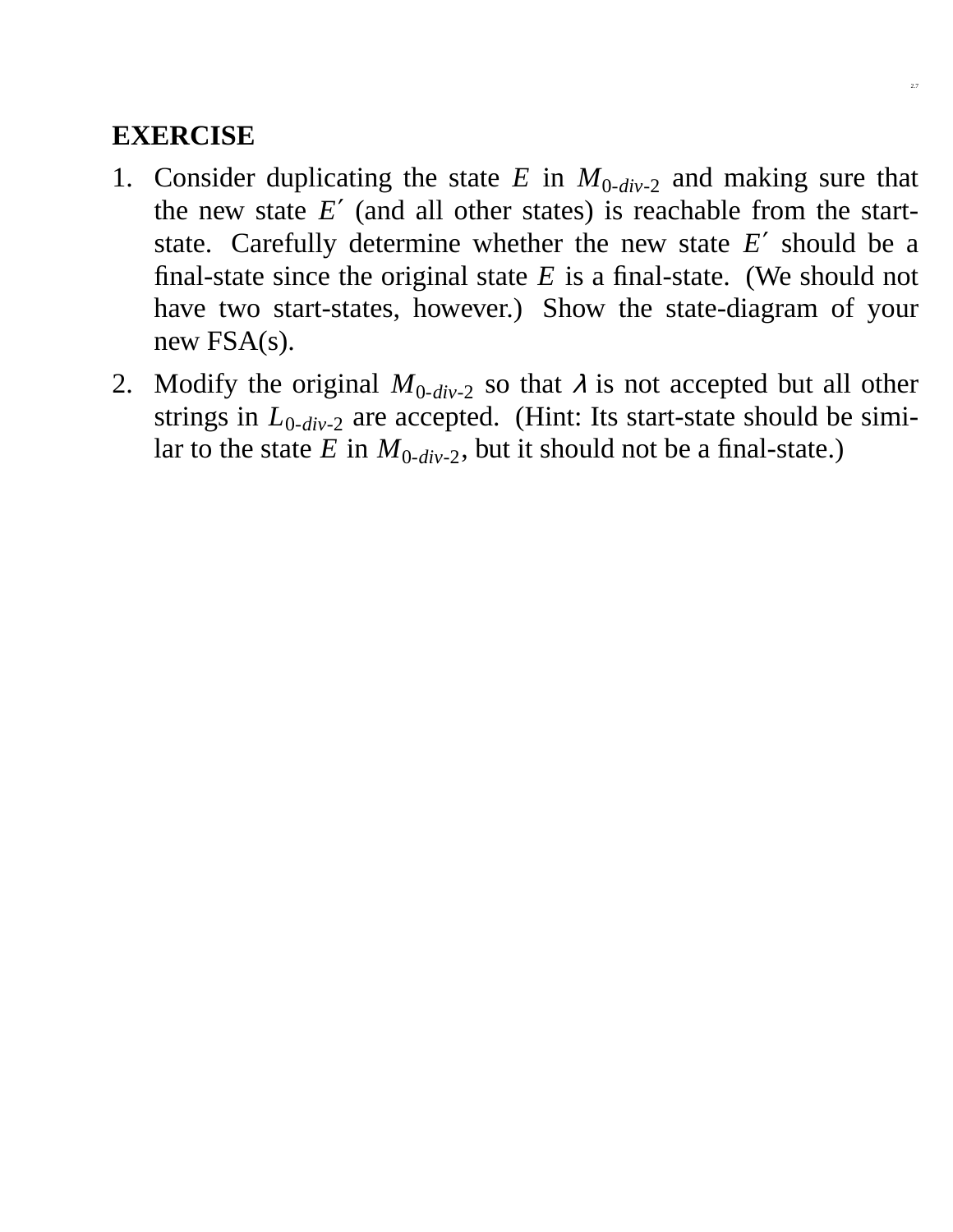**EXERCISE**

1. Consider duplicating the state $E$ in $M_{0\text{-}div\text{-}2}$ and making sure that the new state $E'$ (and all other states) is reachable from the start-state. Carefully determine whether the new state $E'$ should be a final-state since the original state $E$ is a final-state. (We should not have two start-states, however.) Show the state-diagram of your new FSA(s).
2. Modify the original $M_{0\text{-}div\text{-}2}$ so that $\lambda$ is not accepted but all other strings in $L_{0\text{-}div\text{-}2}$ are accepted. (Hint: Its start-state should be similar to the state $E$ in $M_{0\text{-}div\text{-}2}$, but it should not be a final-state.)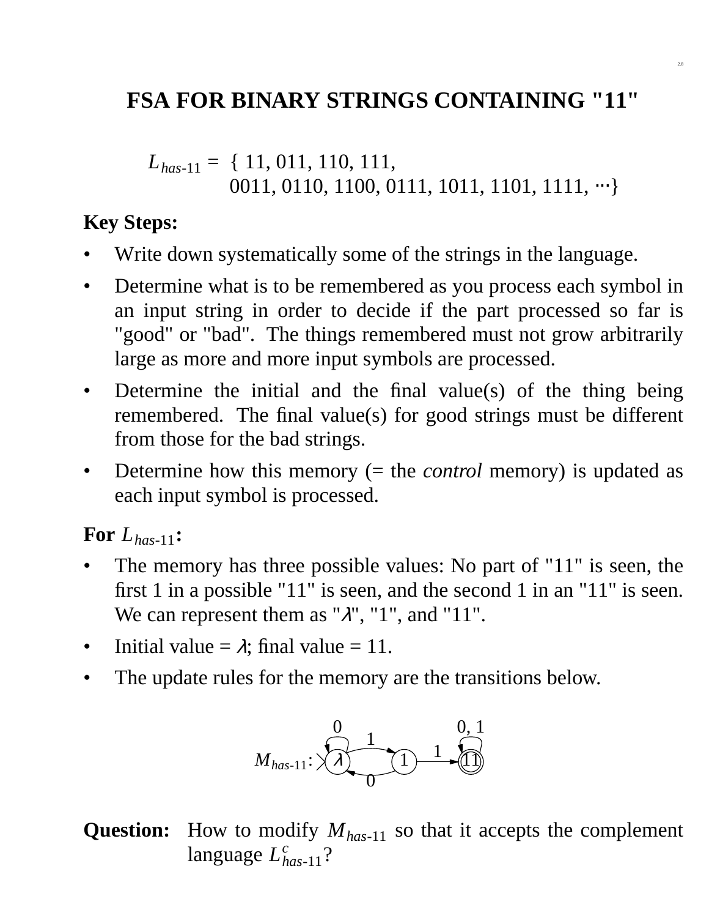# FSA FOR BINARY STRINGS CONTAINING "11"

$L_{has\text{-}11}$ = { 11, 011, 110, 111,
0011, 0110, 1100, 0111, 1011, 1101, 1111, ···}

**Key Steps:**

- Write down systematically some of the strings in the language.
- Determine what is to be remembered as you process each symbol in an input string in order to decide if the part processed so far is "good" or "bad". The things remembered must not grow arbitrarily large as more and more input symbols are processed.
- Determine the initial and the final value(s) of the thing being remembered. The final value(s) for good strings must be different from those for the bad strings.
- Determine how this memory (= the *control* memory) is updated as each input symbol is processed.

**For $L_{has\text{-}11}$:**

- The memory has three possible values: No part of "11" is seen, the first 1 in a possible "11" is seen, and the second 1 in an "11" is seen. We can represent them as "$\lambda$", "1", and "11".
- Initial value = $\lambda$; final value = 11.
- The update rules for the memory are the transitions below.

$M_{has\text{-}11}$: states $\lambda$ (initial), 1, 11 (final). Transitions: $\lambda \xrightarrow{0} \lambda$, $\lambda \xrightarrow{1} 1$, $1 \xrightarrow{0} \lambda$, $1 \xrightarrow{1} 11$, $11 \xrightarrow{0,\,1} 11$.

**Question:** How to modify $M_{has\text{-}11}$ so that it accepts the complement language $L^c_{has\text{-}11}$?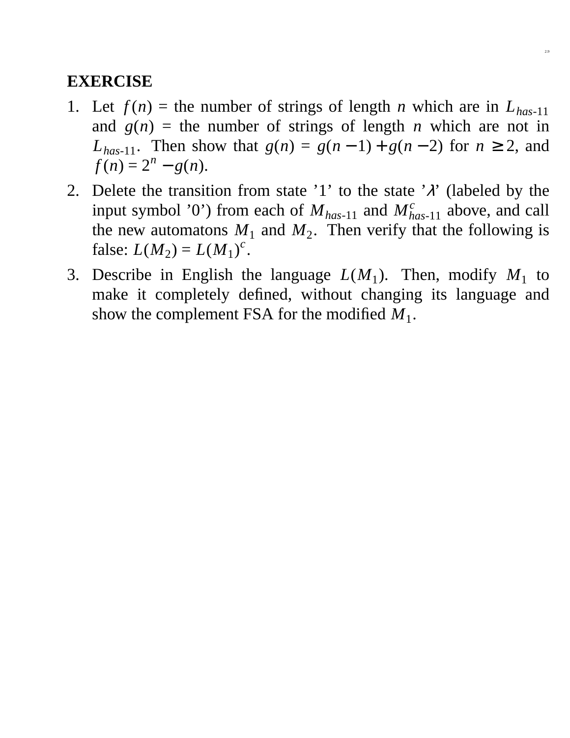**EXERCISE**

1. Let $f(n)$ = the number of strings of length $n$ which are in $L_{has\text{-}11}$ and $g(n)$ = the number of strings of length $n$ which are not in $L_{has\text{-}11}$. Then show that $g(n) = g(n-1) + g(n-2)$ for $n \geq 2$, and $f(n) = 2^n - g(n)$.

2. Delete the transition from state '1' to the state '$\lambda$' (labeled by the input symbol '0') from each of $M_{has\text{-}11}$ and $M^c_{has\text{-}11}$ above, and call the new automatons $M_1$ and $M_2$. Then verify that the following is false: $L(M_2) = L(M_1)^c$.

3. Describe in English the language $L(M_1)$. Then, modify $M_1$ to make it completely defined, without changing its language and show the complement FSA for the modified $M_1$.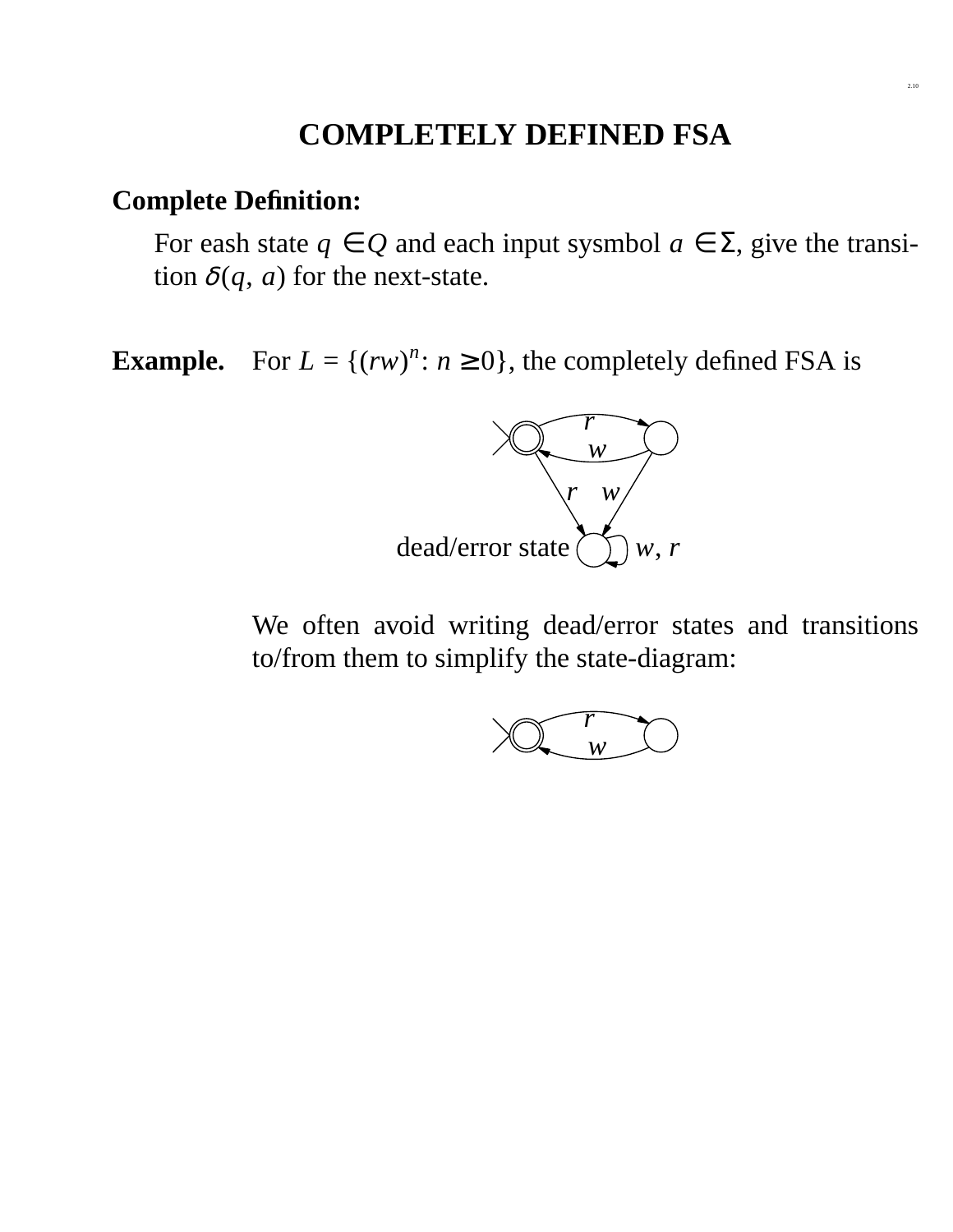# COMPLETELY DEFINED FSA

**Complete Definition:**

For eash state $q \in Q$ and each input sysmbol $a \in \Sigma$, give the transition $\delta(q, a)$ for the next-state.

**Example.** For $L = \{(rw)^n : n \geq 0\}$, the completely defined FSA is

r
w
r w
dead/error state w, r

We often avoid writing dead/error states and transitions to/from them to simplify the state-diagram:

r
w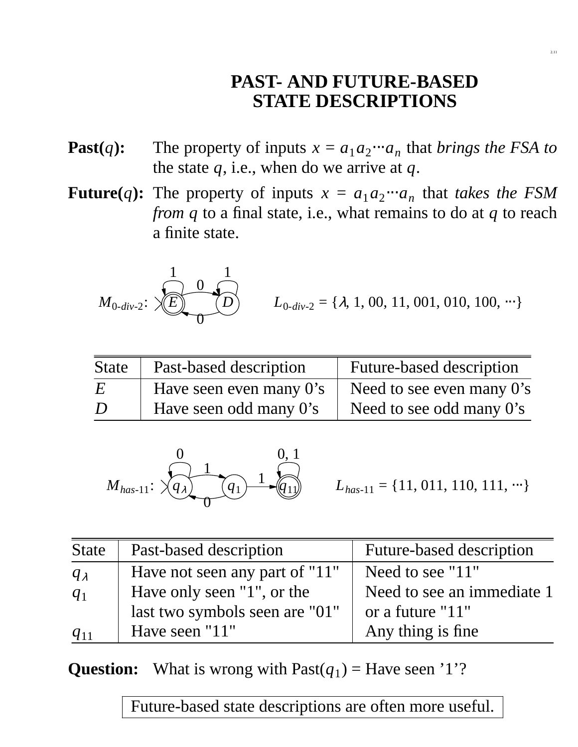# PAST- AND FUTURE-BASED STATE DESCRIPTIONS

**Past($q$):** The property of inputs $x = a_1a_2\cdots a_n$ that *brings the FSA to* the state $q$, i.e., when do we arrive at $q$.

**Future($q$):** The property of inputs $x = a_1a_2\cdots a_n$ that *takes the FSM from $q$* to a final state, i.e., what remains to do at $q$ to reach a finite state.

$M_{0\text{-}div\text{-}2}$:  $L_{0\text{-}div\text{-}2} = \{\lambda, 1, 00, 11, 001, 010, 100, \cdots\}$

| State | Past-based description | Future-based description |
| --- | --- | --- |
| $E$ | Have seen even many 0's | Need to see even many 0's |
| $D$ | Have seen odd many 0's | Need to see odd many 0's |

$M_{has\text{-}11}$:  $L_{has\text{-}11} = \{11, 011, 110, 111, \cdots\}$

| State | Past-based description | Future-based description |
| --- | --- | --- |
| $q_\lambda$ | Have not seen any part of "11" | Need to see "11" |
| $q_1$ | Have only seen "1", or the last two symbols seen are "01" | Need to see an immediate 1 or a future "11" |
| $q_{11}$ | Have seen "11" | Any thing is fine |

**Question:** What is wrong with Past($q_1$) = Have seen '1'?

Future-based state descriptions are often more useful.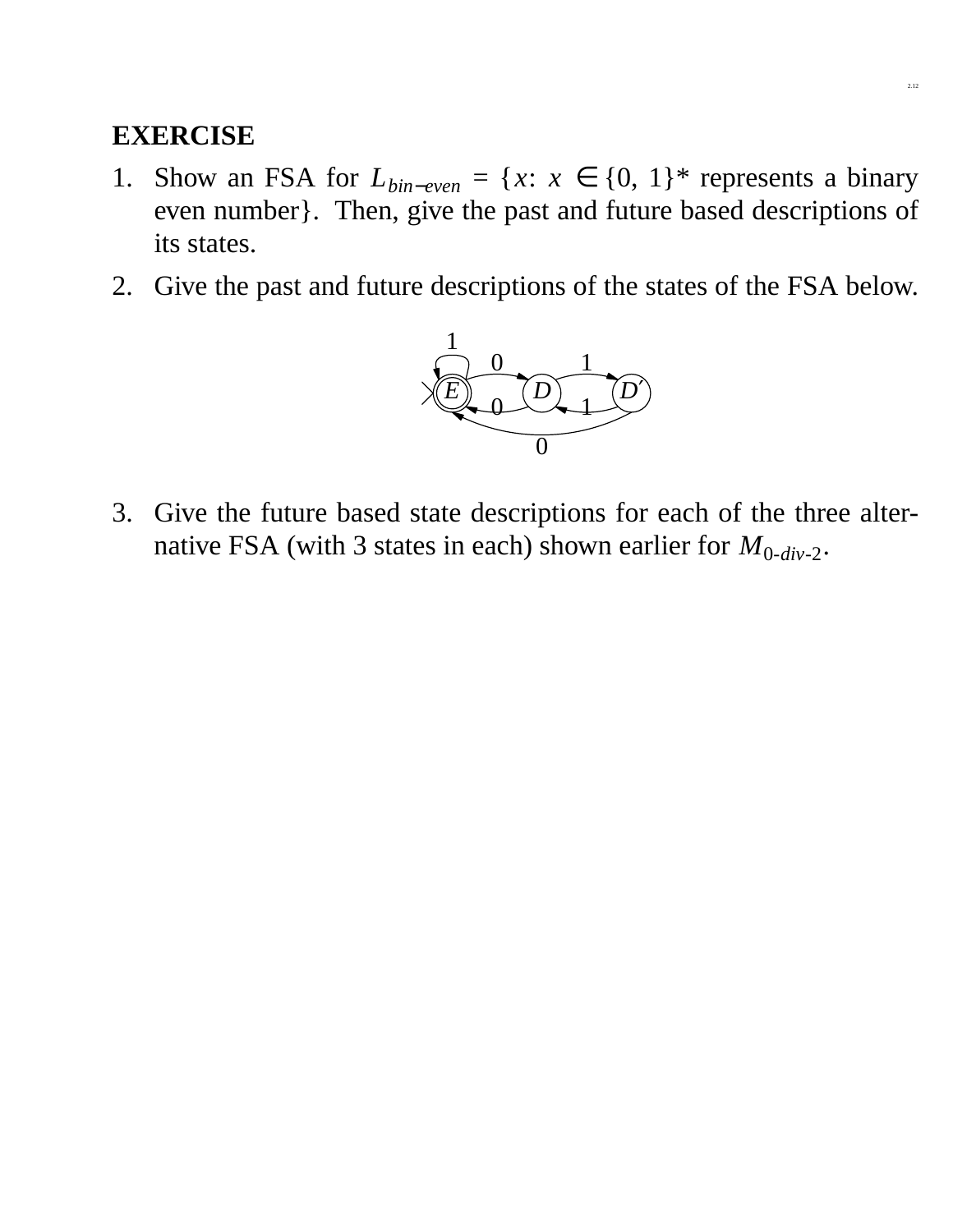**EXERCISE**

1. Show an FSA for $L_{bin\text{-}even}$ = {$x$: $x$ ∈ {0, 1}* represents a binary even number}. Then, give the past and future based descriptions of its states.
2. Give the past and future descriptions of the states of the FSA below.
3. Give the future based state descriptions for each of the three alternative FSA (with 3 states in each) shown earlier for $M_{0\text{-}div\text{-}2}$.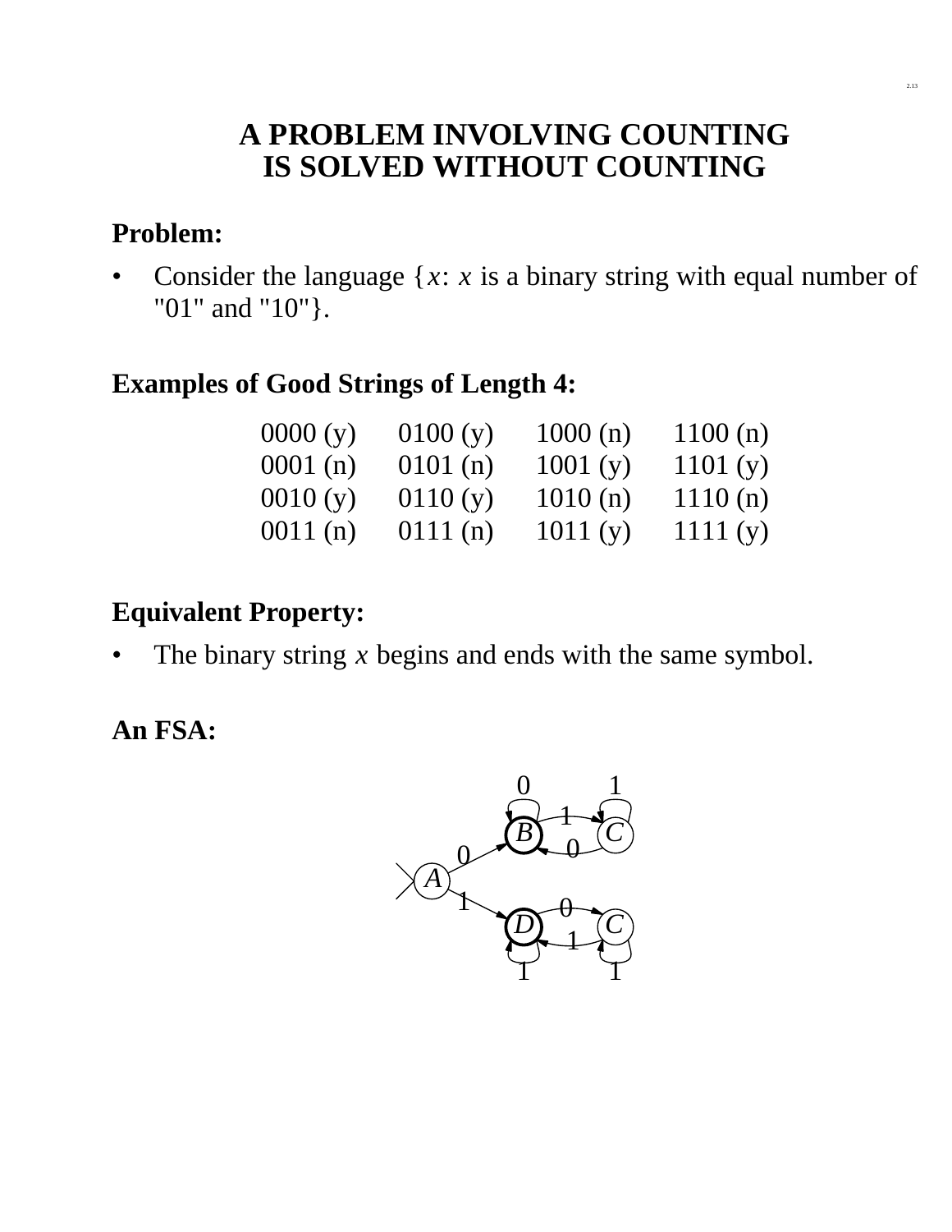# A PROBLEM INVOLVING COUNTING IS SOLVED WITHOUT COUNTING

**Problem:**

- Consider the language {*x*: *x* is a binary string with equal number of "01" and "10"}.

**Examples of Good Strings of Length 4:**

| | | | |
|---|---|---|---|
| 0000 (y) | 0100 (y) | 1000 (n) | 1100 (n) |
| 0001 (n) | 0101 (n) | 1001 (y) | 1101 (y) |
| 0010 (y) | 0110 (y) | 1010 (n) | 1110 (n) |
| 0011 (n) | 0111 (n) | 1011 (y) | 1111 (y) |

**Equivalent Property:**

- The binary string *x* begins and ends with the same symbol.

**An FSA:**

0 1
1
B C
0
0
A
1
0
D C
1
1 1